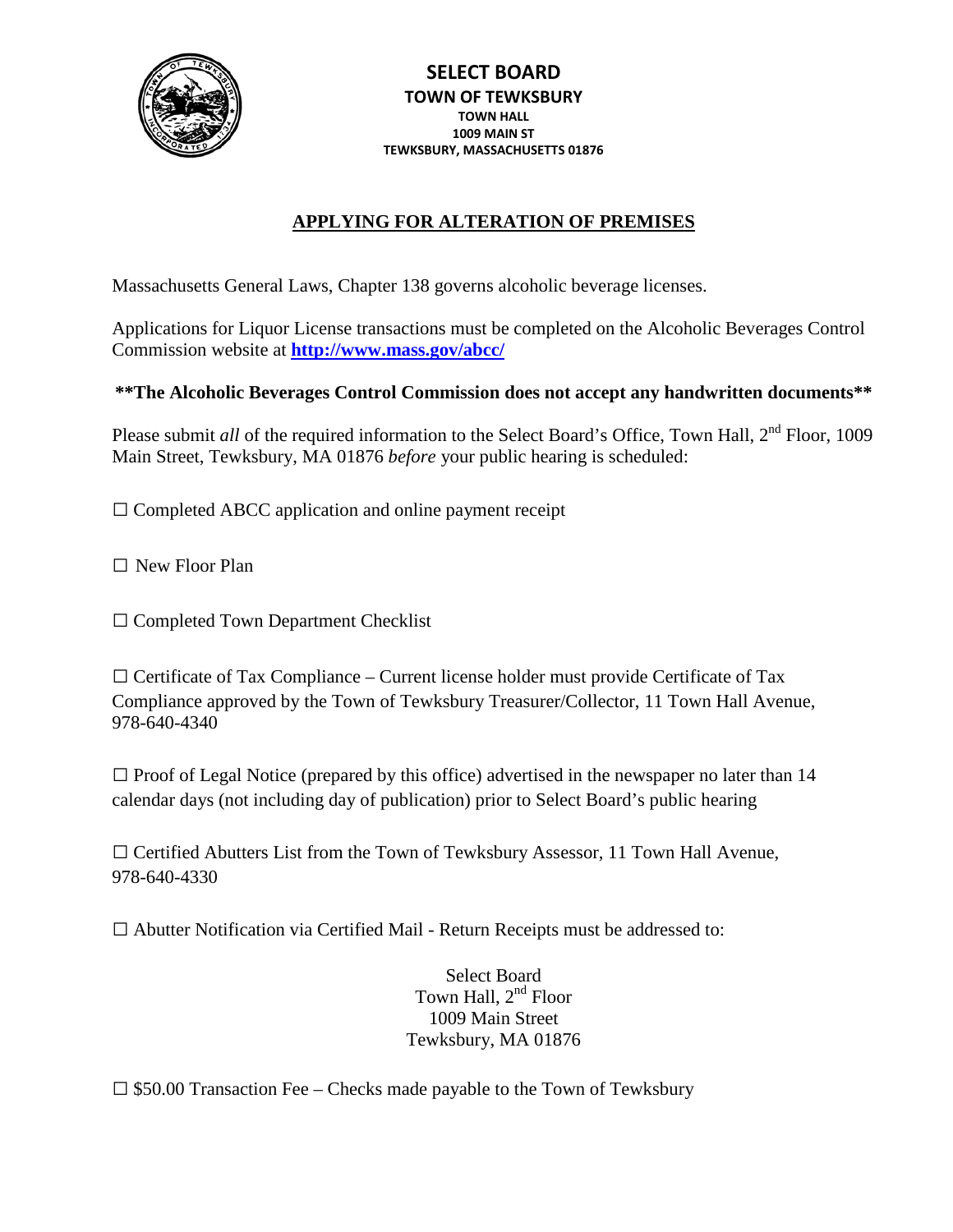**SELECT BOARD**
**TOWN OF TEWKSBURY**
**TOWN HALL**
**1009 MAIN ST**
**TEWKSBURY, MASSACHUSETTS 01876**

# APPLYING FOR ALTERATION OF PREMISES

Massachusetts General Laws, Chapter 138 governs alcoholic beverage licenses.

Applications for Liquor License transactions must be completed on the Alcoholic Beverages Control Commission website at **http://www.mass.gov/abcc/**

**\*\*The Alcoholic Beverages Control Commission does not accept any handwritten documents\*\***

Please submit *all* of the required information to the Select Board's Office, Town Hall, 2nd Floor, 1009 Main Street, Tewksbury, MA 01876 *before* your public hearing is scheduled:

☐ Completed ABCC application and online payment receipt

☐ New Floor Plan

☐ Completed Town Department Checklist

☐ Certificate of Tax Compliance – Current license holder must provide Certificate of Tax Compliance approved by the Town of Tewksbury Treasurer/Collector, 11 Town Hall Avenue, 978-640-4340

☐ Proof of Legal Notice (prepared by this office) advertised in the newspaper no later than 14 calendar days (not including day of publication) prior to Select Board's public hearing

☐ Certified Abutters List from the Town of Tewksbury Assessor, 11 Town Hall Avenue, 978-640-4330

☐ Abutter Notification via Certified Mail - Return Receipts must be addressed to:

Select Board
Town Hall, 2nd Floor
1009 Main Street
Tewksbury, MA 01876

☐ $50.00 Transaction Fee – Checks made payable to the Town of Tewksbury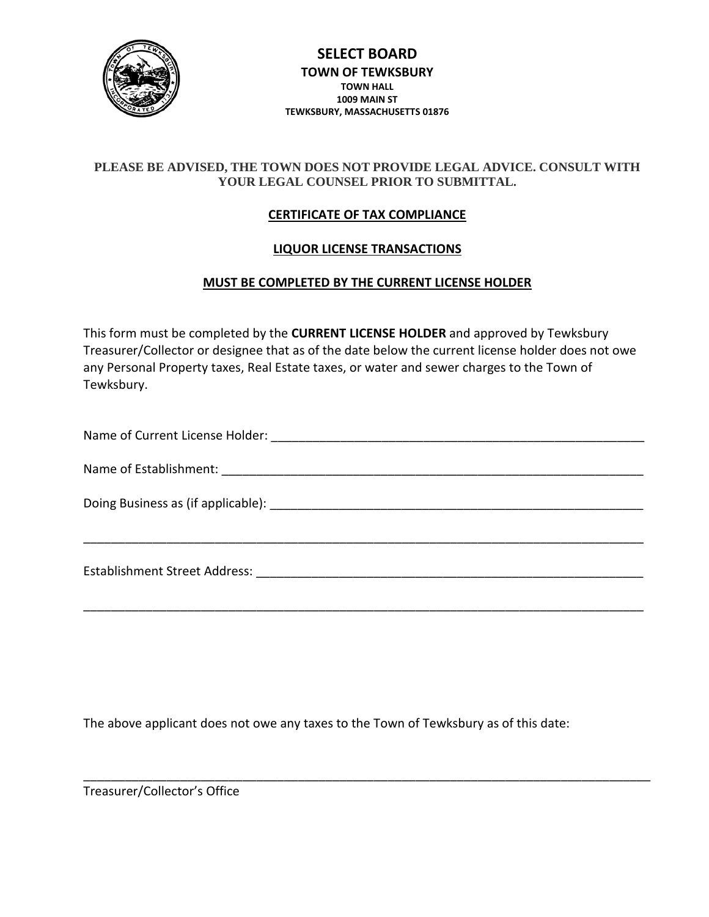# SELECT BOARD

**TOWN OF TEWKSBURY**

**TOWN HALL**

**1009 MAIN ST**

**TEWKSBURY, MASSACHUSETTS 01876**

**PLEASE BE ADVISED, THE TOWN DOES NOT PROVIDE LEGAL ADVICE. CONSULT WITH YOUR LEGAL COUNSEL PRIOR TO SUBMITTAL.**

## CERTIFICATE OF TAX COMPLIANCE

## LIQUOR LICENSE TRANSACTIONS

## MUST BE COMPLETED BY THE CURRENT LICENSE HOLDER

This form must be completed by the **CURRENT LICENSE HOLDER** and approved by Tewksbury Treasurer/Collector or designee that as of the date below the current license holder does not owe any Personal Property taxes, Real Estate taxes, or water and sewer charges to the Town of Tewksbury.

Name of Current License Holder: ___________________________________________________________

Name of Establishment: ___________________________________________________________________

Doing Business as (if applicable): __________________________________________________________

_____________________________________________________________________________________

Establishment Street Address: _____________________________________________________________

_____________________________________________________________________________________

The above applicant does not owe any taxes to the Town of Tewksbury as of this date:

_____________________________________________________________________________________

Treasurer/Collector's Office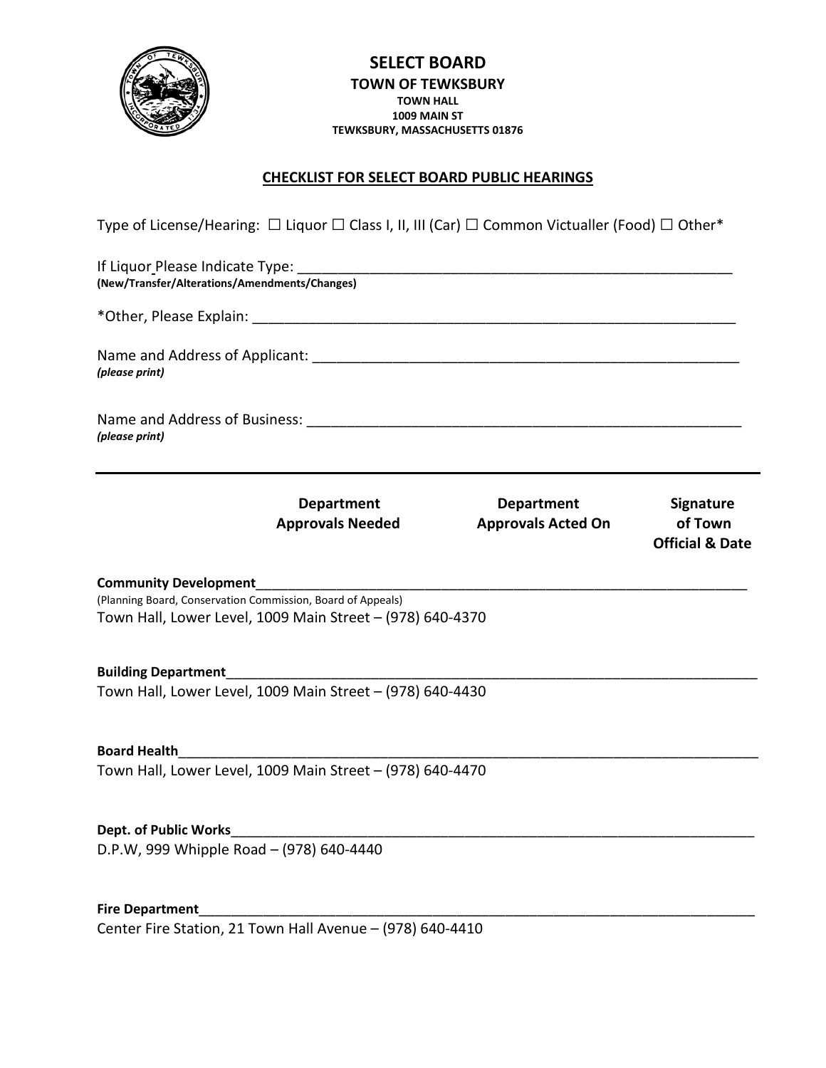# SELECT BOARD

**TOWN OF TEWKSBURY**

**TOWN HALL**

**1009 MAIN ST**

**TEWKSBURY, MASSACHUSETTS 01876**

## CHECKLIST FOR SELECT BOARD PUBLIC HEARINGS

Type of License/Hearing: ☐ Liquor ☐ Class I, II, III (Car) ☐ Common Victualler (Food) ☐ Other*

If Liquor Please Indicate Type: ___________________________________________________________
**(New/Transfer/Alterations/Amendments/Changes)**

*Other, Please Explain: _________________________________________________________________

Name and Address of Applicant: ________________________________________________________
***(please print)***

Name and Address of Business: _________________________________________________________
***(please print)***

---

| | Department Approvals Needed | Department Approvals Acted On | Signature of Town Official & Date |
|---|---|---|---|

**Community Development**_____________________________________________________________________
(Planning Board, Conservation Commission, Board of Appeals)
Town Hall, Lower Level, 1009 Main Street – (978) 640-4370

**Building Department**_________________________________________________________________________
Town Hall, Lower Level, 1009 Main Street – (978) 640-4430

**Board Health**_______________________________________________________________________________
Town Hall, Lower Level, 1009 Main Street – (978) 640-4470

**Dept. of Public Works**_______________________________________________________________________
D.P.W, 999 Whipple Road – (978) 640-4440

**Fire Department**_____________________________________________________________________________
Center Fire Station, 21 Town Hall Avenue – (978) 640-4410